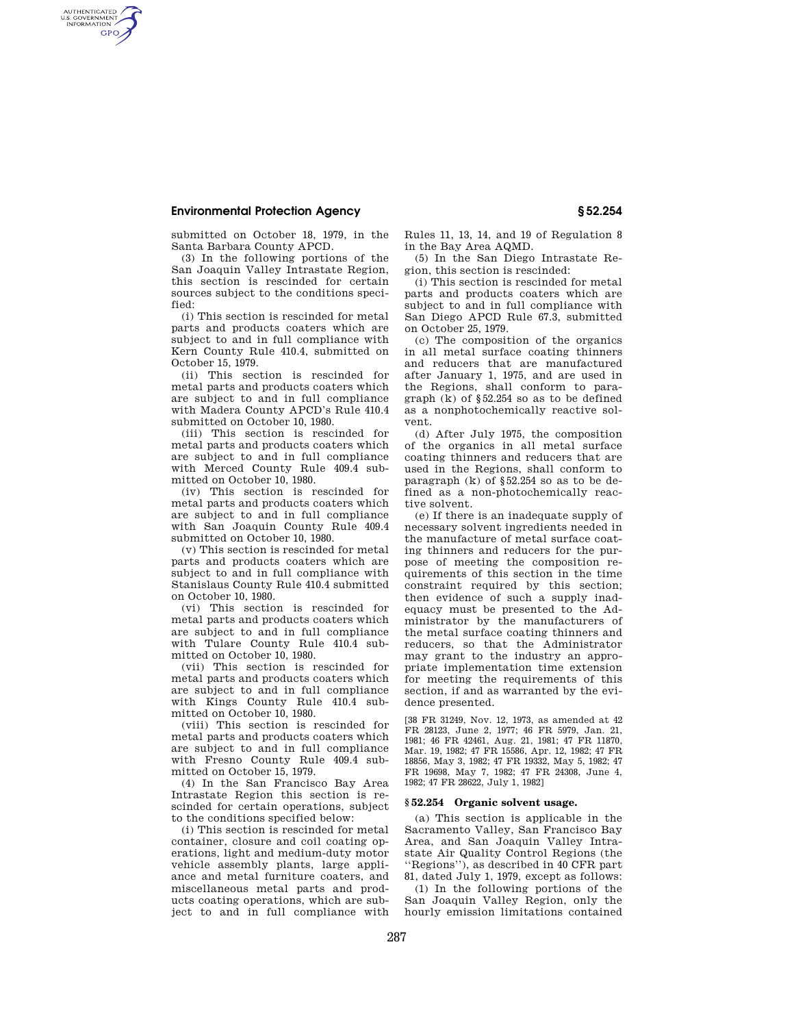submitted on October 18, 1979, in the Santa Barbara County APCD.

(3) In the following portions of the San Joaquin Valley Intrastate Region, this section is rescinded for certain sources subject to the conditions specified:

(i) This section is rescinded for metal parts and products coaters which are subject to and in full compliance with Kern County Rule 410.4, submitted on October 15, 1979.

(ii) This section is rescinded for metal parts and products coaters which are subject to and in full compliance with Madera County APCD's Rule 410.4 submitted on October 10, 1980.

(iii) This section is rescinded for metal parts and products coaters which are subject to and in full compliance with Merced County Rule 409.4 submitted on October 10, 1980.

(iv) This section is rescinded for metal parts and products coaters which are subject to and in full compliance with San Joaquin County Rule 409.4 submitted on October 10, 1980.

(v) This section is rescinded for metal parts and products coaters which are subject to and in full compliance with Stanislaus County Rule 410.4 submitted on October 10, 1980.

(vi) This section is rescinded for metal parts and products coaters which are subject to and in full compliance with Tulare County Rule 410.4 submitted on October 10, 1980.

(vii) This section is rescinded for metal parts and products coaters which are subject to and in full compliance with Kings County Rule 410.4 submitted on October 10, 1980.

(viii) This section is rescinded for metal parts and products coaters which are subject to and in full compliance with Fresno County Rule 409.4 submitted on October 15, 1979.

(4) In the San Francisco Bay Area Intrastate Region this section is rescinded for certain operations, subject to the conditions specified below:

(i) This section is rescinded for metal container, closure and coil coating operations, light and medium-duty motor vehicle assembly plants, large appliance and metal furniture coaters, and miscellaneous metal parts and products coating operations, which are subject to and in full compliance with Rules 11, 13, 14, and 19 of Regulation 8 in the Bay Area AQMD.

(5) In the San Diego Intrastate Region, this section is rescinded:

(i) This section is rescinded for metal parts and products coaters which are subject to and in full compliance with San Diego APCD Rule 67.3, submitted on October 25, 1979.

(c) The composition of the organics in all metal surface coating thinners and reducers that are manufactured after January 1, 1975, and are used in the Regions, shall conform to paragraph (k) of §52.254 so as to be defined as a nonphotochemically reactive solvent.

(d) After July 1975, the composition of the organics in all metal surface coating thinners and reducers that are used in the Regions, shall conform to paragraph (k) of §52.254 so as to be defined as a non-photochemically reactive solvent.

(e) If there is an inadequate supply of necessary solvent ingredients needed in the manufacture of metal surface coating thinners and reducers for the purpose of meeting the composition requirements of this section in the time constraint required by this section; then evidence of such a supply inadequacy must be presented to the Administrator by the manufacturers of the metal surface coating thinners and reducers, so that the Administrator may grant to the industry an appropriate implementation time extension for meeting the requirements of this section, if and as warranted by the evidence presented.

[38 FR 31249, Nov. 12, 1973, as amended at 42 FR 28123, June 2, 1977; 46 FR 5979, Jan. 21, 1981; 46 FR 42461, Aug. 21, 1981; 47 FR 11870, Mar. 19, 1982; 47 FR 15586, Apr. 12, 1982; 47 FR 18856, May 3, 1982; 47 FR 19332, May 5, 1982; 47 FR 19698, May 7, 1982; 47 FR 24308, June 4, 1982; 47 FR 28622, July 1, 1982]

## §52.254 Organic solvent usage.

(a) This section is applicable in the Sacramento Valley, San Francisco Bay Area, and San Joaquin Valley Intrastate Air Quality Control Regions (the "Regions"), as described in 40 CFR part 81, dated July 1, 1979, except as follows:

(1) In the following portions of the San Joaquin Valley Region, only the hourly emission limitations contained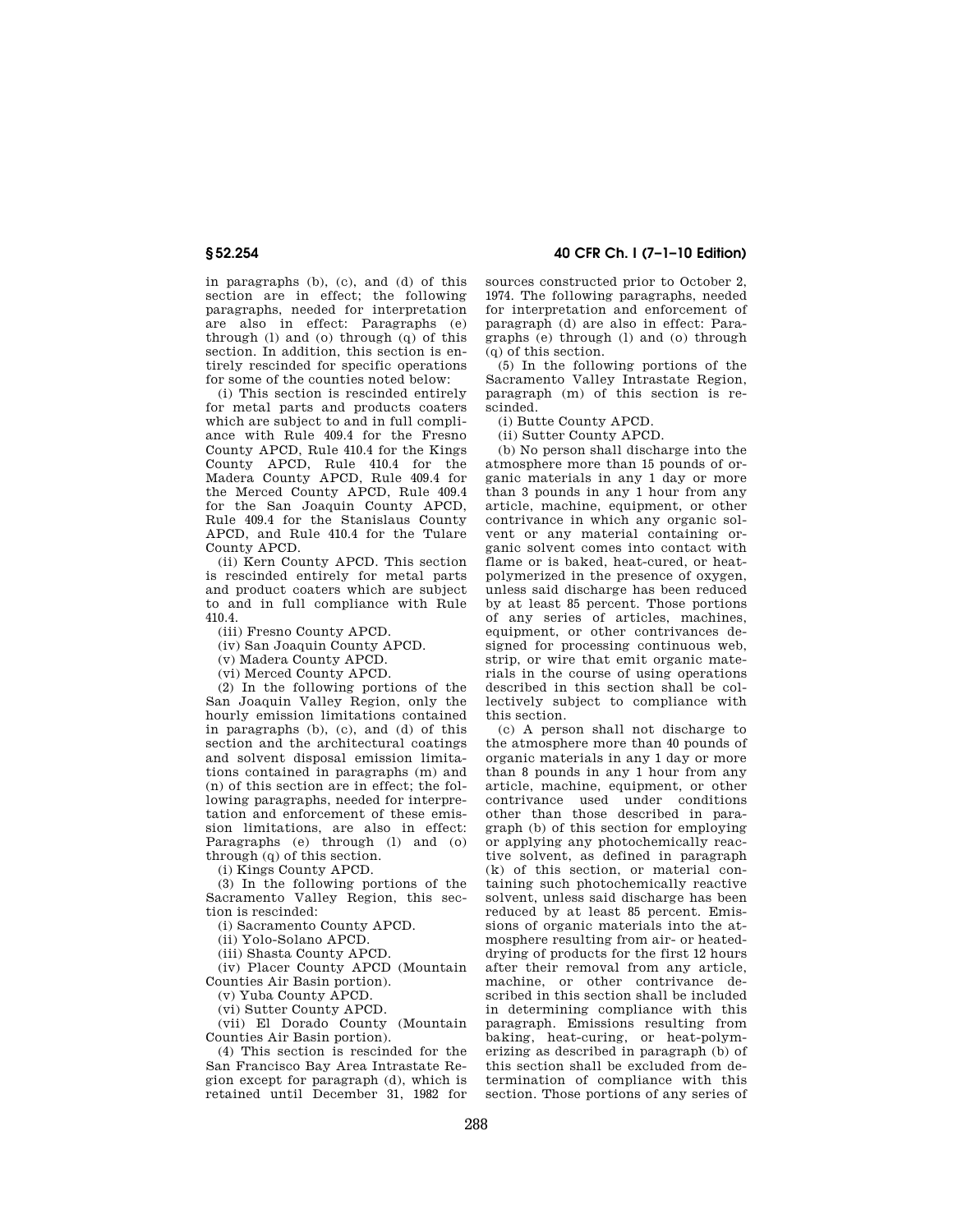in paragraphs (b), (c), and (d) of this section are in effect; the following paragraphs, needed for interpretation are also in effect: Paragraphs (e) through (l) and (o) through (q) of this section. In addition, this section is entirely rescinded for specific operations for some of the counties noted below:

(i) This section is rescinded entirely for metal parts and products coaters which are subject to and in full compliance with Rule 409.4 for the Fresno County APCD, Rule 410.4 for the Kings County APCD, Rule 410.4 for the Madera County APCD, Rule 409.4 for the Merced County APCD, Rule 409.4 for the San Joaquin County APCD, Rule 409.4 for the Stanislaus County APCD, and Rule 410.4 for the Tulare County APCD.

(ii) Kern County APCD. This section is rescinded entirely for metal parts and product coaters which are subject to and in full compliance with Rule 410.4.

(iii) Fresno County APCD.

(iv) San Joaquin County APCD.

(v) Madera County APCD.

(vi) Merced County APCD.

(2) In the following portions of the San Joaquin Valley Region, only the hourly emission limitations contained in paragraphs (b), (c), and (d) of this section and the architectural coatings and solvent disposal emission limitations contained in paragraphs (m) and (n) of this section are in effect; the following paragraphs, needed for interpretation and enforcement of these emission limitations, are also in effect: Paragraphs (e) through (l) and (o) through (q) of this section.

(i) Kings County APCD.

(3) In the following portions of the Sacramento Valley Region, this section is rescinded:

(i) Sacramento County APCD.

(ii) Yolo-Solano APCD.

(iii) Shasta County APCD.

(iv) Placer County APCD (Mountain Counties Air Basin portion).

(v) Yuba County APCD.

(vi) Sutter County APCD.

(vii) El Dorado County (Mountain Counties Air Basin portion).

(4) This section is rescinded for the San Francisco Bay Area Intrastate Region except for paragraph (d), which is retained until December 31, 1982 for sources constructed prior to October 2, 1974. The following paragraphs, needed for interpretation and enforcement of paragraph (d) are also in effect: Paragraphs (e) through (l) and (o) through (q) of this section.

(5) In the following portions of the Sacramento Valley Intrastate Region, paragraph (m) of this section is rescinded.

(i) Butte County APCD.

(ii) Sutter County APCD.

(b) No person shall discharge into the atmosphere more than 15 pounds of organic materials in any 1 day or more than 3 pounds in any 1 hour from any article, machine, equipment, or other contrivance in which any organic solvent or any material containing organic solvent comes into contact with flame or is baked, heat-cured, or heat-polymerized in the presence of oxygen, unless said discharge has been reduced by at least 85 percent. Those portions of any series of articles, machines, equipment, or other contrivances designed for processing continuous web, strip, or wire that emit organic materials in the course of using operations described in this section shall be collectively subject to compliance with this section.

(c) A person shall not discharge to the atmosphere more than 40 pounds of organic materials in any 1 day or more than 8 pounds in any 1 hour from any article, machine, equipment, or other contrivance used under conditions other than those described in paragraph (b) of this section for employing or applying any photochemically reactive solvent, as defined in paragraph (k) of this section, or material containing such photochemically reactive solvent, unless said discharge has been reduced by at least 85 percent. Emissions of organic materials into the atmosphere resulting from air- or heated-drying of products for the first 12 hours after their removal from any article, machine, or other contrivance described in this section shall be included in determining compliance with this paragraph. Emissions resulting from baking, heat-curing, or heat-polymerizing as described in paragraph (b) of this section shall be excluded from determination of compliance with this section. Those portions of any series of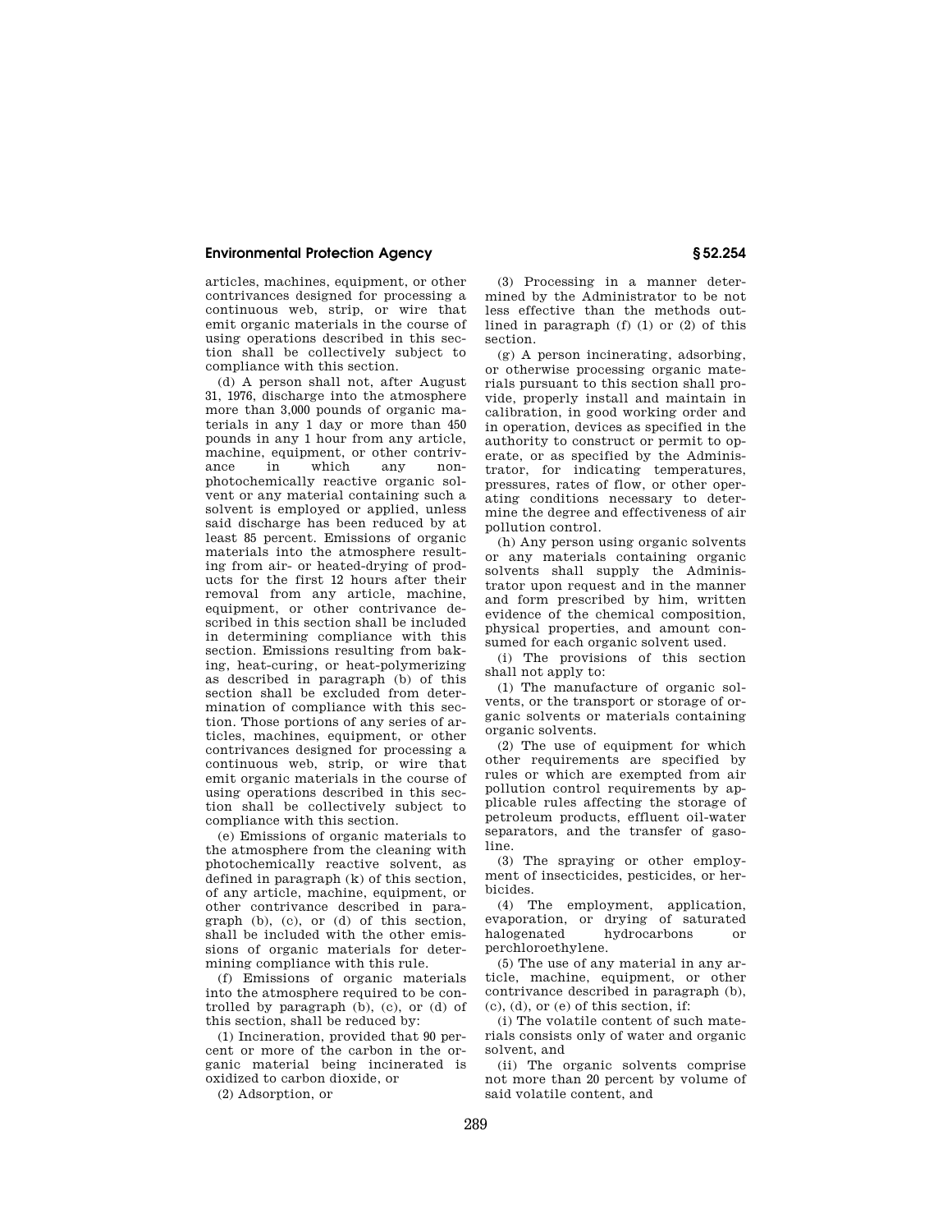articles, machines, equipment, or other contrivances designed for processing a continuous web, strip, or wire that emit organic materials in the course of using operations described in this section shall be collectively subject to compliance with this section.

(d) A person shall not, after August 31, 1976, discharge into the atmosphere more than 3,000 pounds of organic materials in any 1 day or more than 450 pounds in any 1 hour from any article, machine, equipment, or other contrivance in which any non-photochemically reactive organic solvent or any material containing such a solvent is employed or applied, unless said discharge has been reduced by at least 85 percent. Emissions of organic materials into the atmosphere resulting from air- or heated-drying of products for the first 12 hours after their removal from any article, machine, equipment, or other contrivance described in this section shall be included in determining compliance with this section. Emissions resulting from baking, heat-curing, or heat-polymerizing as described in paragraph (b) of this section shall be excluded from determination of compliance with this section. Those portions of any series of articles, machines, equipment, or other contrivances designed for processing a continuous web, strip, or wire that emit organic materials in the course of using operations described in this section shall be collectively subject to compliance with this section.

(e) Emissions of organic materials to the atmosphere from the cleaning with photochemically reactive solvent, as defined in paragraph (k) of this section, of any article, machine, equipment, or other contrivance described in paragraph (b), (c), or (d) of this section, shall be included with the other emissions of organic materials for determining compliance with this rule.

(f) Emissions of organic materials into the atmosphere required to be controlled by paragraph (b), (c), or (d) of this section, shall be reduced by:

(1) Incineration, provided that 90 percent or more of the carbon in the organic material being incinerated is oxidized to carbon dioxide, or

(2) Adsorption, or

(3) Processing in a manner determined by the Administrator to be not less effective than the methods outlined in paragraph (f) (1) or (2) of this section.

(g) A person incinerating, adsorbing, or otherwise processing organic materials pursuant to this section shall provide, properly install and maintain in calibration, in good working order and in operation, devices as specified in the authority to construct or permit to operate, or as specified by the Administrator, for indicating temperatures, pressures, rates of flow, or other operating conditions necessary to determine the degree and effectiveness of air pollution control.

(h) Any person using organic solvents or any materials containing organic solvents shall supply the Administrator upon request and in the manner and form prescribed by him, written evidence of the chemical composition, physical properties, and amount consumed for each organic solvent used.

(i) The provisions of this section shall not apply to:

(1) The manufacture of organic solvents, or the transport or storage of organic solvents or materials containing organic solvents.

(2) The use of equipment for which other requirements are specified by rules or which are exempted from air pollution control requirements by applicable rules affecting the storage of petroleum products, effluent oil-water separators, and the transfer of gasoline.

(3) The spraying or other employment of insecticides, pesticides, or herbicides.

(4) The employment, application, evaporation, or drying of saturated halogenated hydrocarbons or perchloroethylene.

(5) The use of any material in any article, machine, equipment, or other contrivance described in paragraph (b), (c), (d), or (e) of this section, if:

(i) The volatile content of such materials consists only of water and organic solvent, and

(ii) The organic solvents comprise not more than 20 percent by volume of said volatile content, and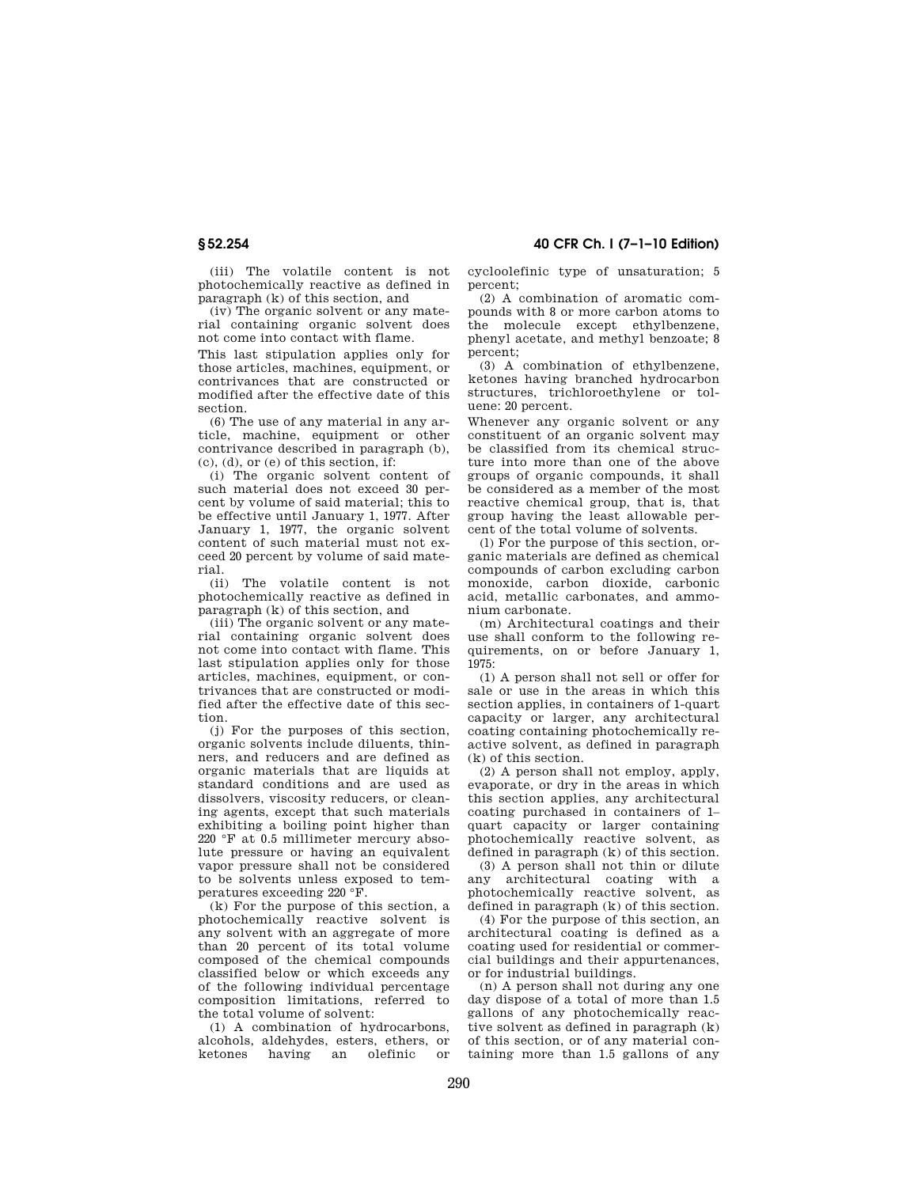(iii) The volatile content is not photochemically reactive as defined in paragraph (k) of this section, and

(iv) The organic solvent or any material containing organic solvent does not come into contact with flame.

This last stipulation applies only for those articles, machines, equipment, or contrivances that are constructed or modified after the effective date of this section.

(6) The use of any material in any article, machine, equipment or other contrivance described in paragraph (b), (c), (d), or (e) of this section, if:

(i) The organic solvent content of such material does not exceed 30 percent by volume of said material; this to be effective until January 1, 1977. After January 1, 1977, the organic solvent content of such material must not exceed 20 percent by volume of said material.

(ii) The volatile content is not photochemically reactive as defined in paragraph (k) of this section, and

(iii) The organic solvent or any material containing organic solvent does not come into contact with flame. This last stipulation applies only for those articles, machines, equipment, or contrivances that are constructed or modified after the effective date of this section.

(j) For the purposes of this section, organic solvents include diluents, thinners, and reducers and are defined as organic materials that are liquids at standard conditions and are used as dissolvers, viscosity reducers, or cleaning agents, except that such materials exhibiting a boiling point higher than 220 °F at 0.5 millimeter mercury absolute pressure or having an equivalent vapor pressure shall not be considered to be solvents unless exposed to temperatures exceeding 220 °F.

(k) For the purpose of this section, a photochemically reactive solvent is any solvent with an aggregate of more than 20 percent of its total volume composed of the chemical compounds classified below or which exceeds any of the following individual percentage composition limitations, referred to the total volume of solvent:

(1) A combination of hydrocarbons, alcohols, aldehydes, esters, ethers, or ketones having an olefinic or cycloolefinic type of unsaturation; 5 percent;

(2) A combination of aromatic compounds with 8 or more carbon atoms to the molecule except ethylbenzene, phenyl acetate, and methyl benzoate; 8 percent;

(3) A combination of ethylbenzene, ketones having branched hydrocarbon structures, trichloroethylene or toluene: 20 percent.

Whenever any organic solvent or any constituent of an organic solvent may be classified from its chemical structure into more than one of the above groups of organic compounds, it shall be considered as a member of the most reactive chemical group, that is, that group having the least allowable percent of the total volume of solvents.

(l) For the purpose of this section, organic materials are defined as chemical compounds of carbon excluding carbon monoxide, carbon dioxide, carbonic acid, metallic carbonates, and ammonium carbonate.

(m) Architectural coatings and their use shall conform to the following requirements, on or before January 1, 1975:

(1) A person shall not sell or offer for sale or use in the areas in which this section applies, in containers of 1-quart capacity or larger, any architectural coating containing photochemically reactive solvent, as defined in paragraph (k) of this section.

(2) A person shall not employ, apply, evaporate, or dry in the areas in which this section applies, any architectural coating purchased in containers of 1–quart capacity or larger containing photochemically reactive solvent, as defined in paragraph (k) of this section.

(3) A person shall not thin or dilute any architectural coating with a photochemically reactive solvent, as defined in paragraph (k) of this section.

(4) For the purpose of this section, an architectural coating is defined as a coating used for residential or commercial buildings and their appurtenances, or for industrial buildings.

(n) A person shall not during any one day dispose of a total of more than 1.5 gallons of any photochemically reactive solvent as defined in paragraph (k) of this section, or of any material containing more than 1.5 gallons of any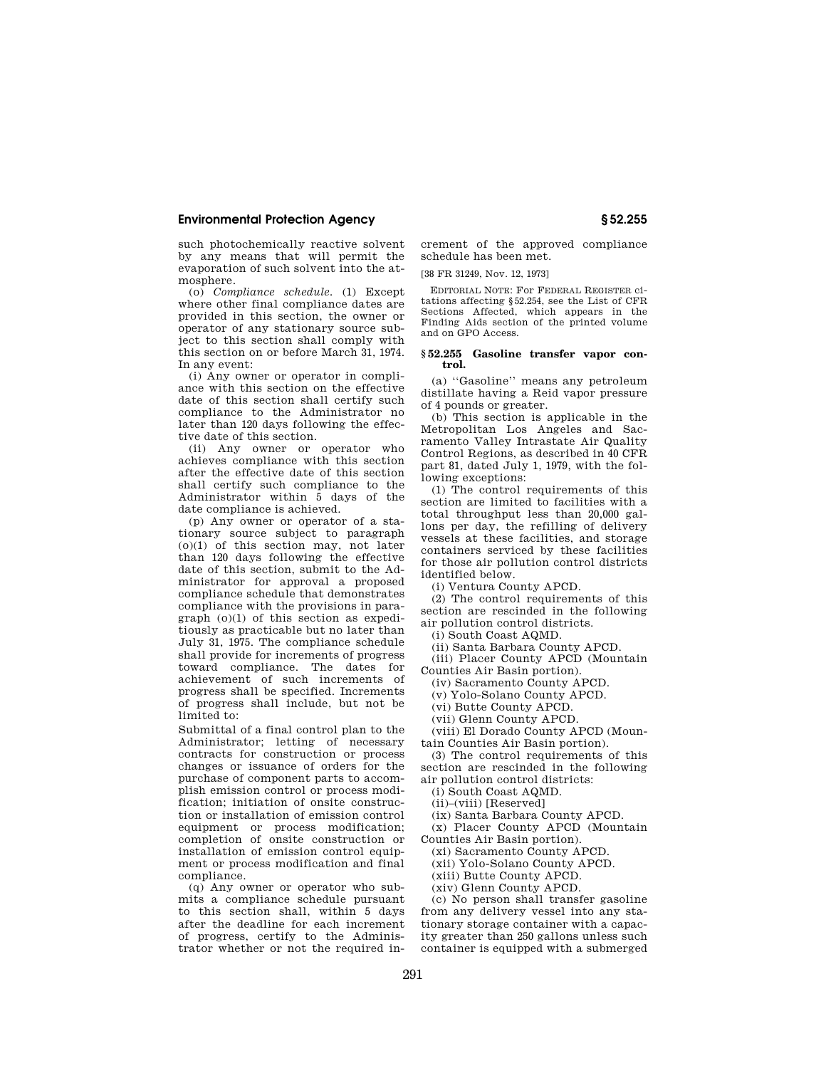such photochemically reactive solvent by any means that will permit the evaporation of such solvent into the atmosphere.

(o) *Compliance schedule.* (1) Except where other final compliance dates are provided in this section, the owner or operator of any stationary source subject to this section shall comply with this section on or before March 31, 1974. In any event:

(i) Any owner or operator in compliance with this section on the effective date of this section shall certify such compliance to the Administrator no later than 120 days following the effective date of this section.

(ii) Any owner or operator who achieves compliance with this section after the effective date of this section shall certify such compliance to the Administrator within 5 days of the date compliance is achieved.

(p) Any owner or operator of a stationary source subject to paragraph (o)(1) of this section may, not later than 120 days following the effective date of this section, submit to the Administrator for approval a proposed compliance schedule that demonstrates compliance with the provisions in paragraph (o)(1) of this section as expeditiously as practicable but no later than July 31, 1975. The compliance schedule shall provide for increments of progress toward compliance. The dates for achievement of such increments of progress shall be specified. Increments of progress shall include, but not be limited to:

Submittal of a final control plan to the Administrator; letting of necessary contracts for construction or process changes or issuance of orders for the purchase of component parts to accomplish emission control or process modification; initiation of onsite construction or installation of emission control equipment or process modification; completion of onsite construction or installation of emission control equipment or process modification and final compliance.

(q) Any owner or operator who submits a compliance schedule pursuant to this section shall, within 5 days after the deadline for each increment of progress, certify to the Administrator whether or not the required increment of the approved compliance schedule has been met.

[38 FR 31249, Nov. 12, 1973]

EDITORIAL NOTE: For FEDERAL REGISTER citations affecting §52.254, see the List of CFR Sections Affected, which appears in the Finding Aids section of the printed volume and on GPO Access.

## §52.255 Gasoline transfer vapor control.

(a) ''Gasoline'' means any petroleum distillate having a Reid vapor pressure of 4 pounds or greater.

(b) This section is applicable in the Metropolitan Los Angeles and Sacramento Valley Intrastate Air Quality Control Regions, as described in 40 CFR part 81, dated July 1, 1979, with the following exceptions:

(1) The control requirements of this section are limited to facilities with a total throughput less than 20,000 gallons per day, the refilling of delivery vessels at these facilities, and storage containers serviced by these facilities for those air pollution control districts identified below.

(i) Ventura County APCD.

(2) The control requirements of this section are rescinded in the following air pollution control districts.

(i) South Coast AQMD.

(ii) Santa Barbara County APCD.

(iii) Placer County APCD (Mountain Counties Air Basin portion).

(iv) Sacramento County APCD.

(v) Yolo-Solano County APCD.

(vi) Butte County APCD.

(vii) Glenn County APCD.

(viii) El Dorado County APCD (Mountain Counties Air Basin portion).

(3) The control requirements of this section are rescinded in the following air pollution control districts:

(i) South Coast AQMD.

(ii)–(viii) [Reserved]

(ix) Santa Barbara County APCD.

(x) Placer County APCD (Mountain Counties Air Basin portion).

(xi) Sacramento County APCD.

(xii) Yolo-Solano County APCD.

(xiii) Butte County APCD.

(xiv) Glenn County APCD.

(c) No person shall transfer gasoline from any delivery vessel into any stationary storage container with a capacity greater than 250 gallons unless such container is equipped with a submerged